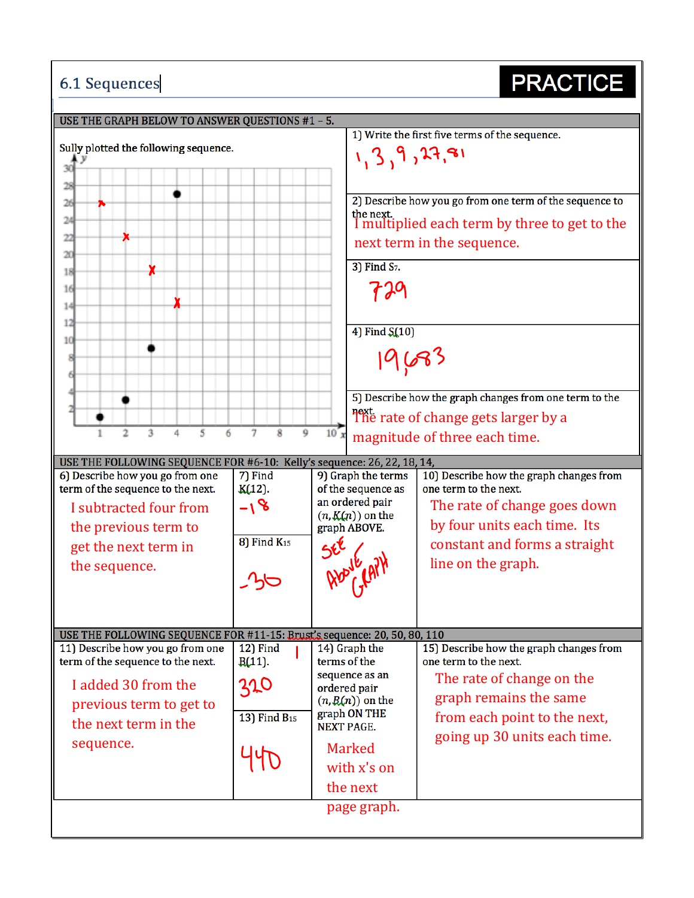# 6.1 Sequences

**PRACTICE**

**USE THE GRAPH BELOW TO ANSWER QUESTIONS #1 – 5.**

Sully plotted the following sequence.

1) Write the first five terms of the sequence.

1, 3, 9, 27, 81

2) Describe how you go from one term of the sequence to the next.

I multiplied each term by three to get to the next term in the sequence.

3) Find $S_7$.

729

4) Find $S(10)$

19,683

5) Describe how the graph changes from one term to the next.

The rate of change gets larger by a magnitude of three each time.

**USE THE FOLLOWING SEQUENCE FOR #6-10: Kelly's sequence: 26, 22, 18, 14,**

6) Describe how you go from one term of the sequence to the next.

I subtracted four from the previous term to get the next term in the sequence.

7) Find $K(12)$.

-18

8) Find $K_{15}$

-36

9) Graph the terms of the sequence as an ordered pair $(n, K(n))$ on the graph ABOVE.

See Above Graph

10) Describe how the graph changes from the next.

The rate of change goes down by four units each time. Its constant and forms a straight line on the graph.

**USE THE FOLLOWING SEQUENCE FOR #11-15: Brust's sequence: 20, 50, 80, 110**

11) Describe how you go from one term of the sequence to the next.

I added 30 from the previous term to get to the next term in the sequence.

12) Find $B(11)$.

320

13) Find $B_{15}$

440

14) Graph the terms of the sequence as an ordered pair $(n, B(n))$ on the graph ON THE NEXT PAGE.

Marked with x's on the next page graph.

15) Describe how the graph changes from one term to the next.

The rate of change on the graph remains the same from each point to the next, going up 30 units each time.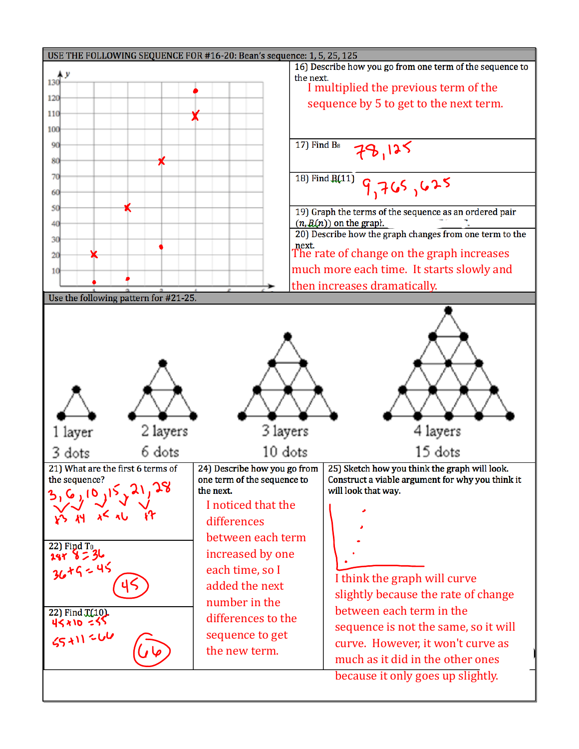**USE THE FOLLOWING SEQUENCE FOR #16-20: Bean's sequence: 1, 5, 25, 125**

16) Describe how you go from one term of the sequence to the next.

I multiplied the previous term of the sequence by 5 to get to the next term.

17) Find $B_8$ 78,125

18) Find $B(11)$ 9,765,625

19) Graph the terms of the sequence as an ordered pair $(n, B(n))$ on the graph.

20) Describe how the graph changes from one term to the next.

The rate of change on the graph increases much more each time. It starts slowly and then increases dramatically.

**Use the following pattern for #21-25.**

1 layer, 3 dots — 2 layers, 6 dots — 3 layers, 10 dots — 4 layers, 15 dots

21) What are the first 6 terms of the sequence?

3, 6, 10, 15, 21, 28
+3 +4 +5 +6 +7

22) Find $T_8$

28+8=36
36+9=45
45

22) Find $T(10)$

45+10=55
55+11=66
66

24) Describe how you go from one term of the sequence to the next.

I noticed that the differences between each term increased by one each time, so I added the next number in the differences to the sequence to get the new term.

25) Sketch how you think the graph will look. Construct a viable argument for why you think it will look that way.

I think the graph will curve slightly because the rate of change between each term in the sequence is not the same, so it will curve. However, it won't curve as much as it did in the other ones because it only goes up slightly.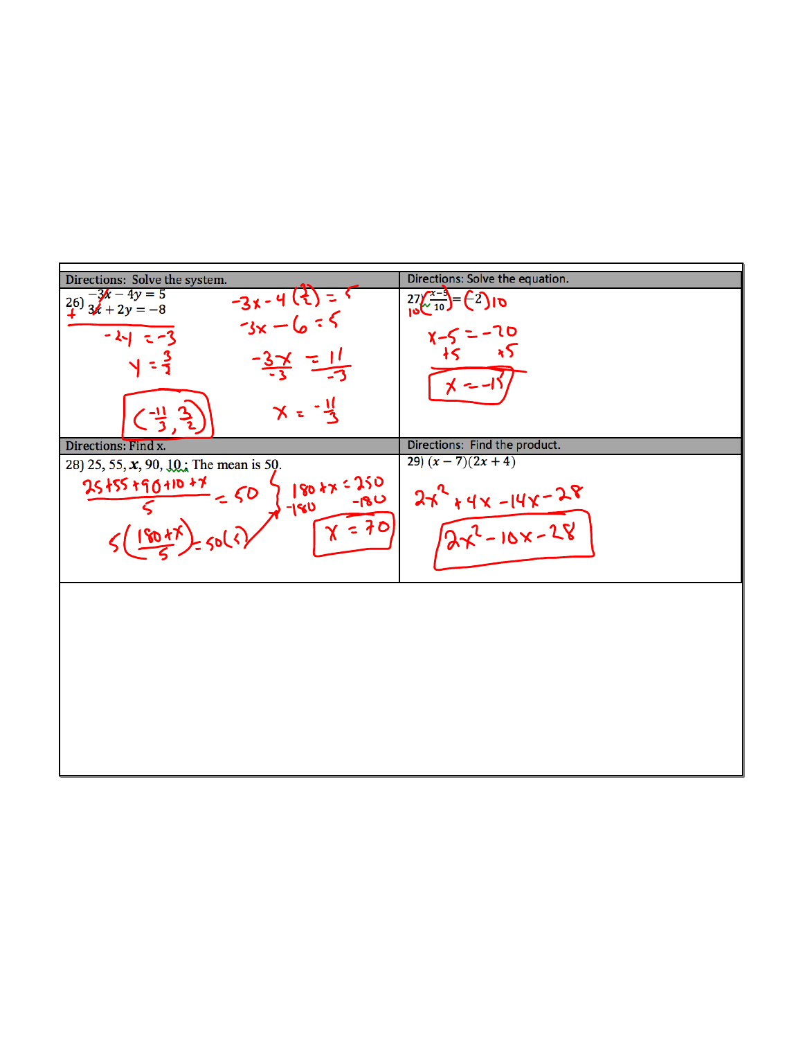| Directions: Solve the system. | Directions: Solve the equation. |
|---|---|
| 26) $-3x - 4y = 5$<br>$3x + 2y = -8$<br><br>$-2y = -3$<br>$y = \frac{3}{2}$<br><br>$-3x - 4\left(\frac{3}{2}\right) = 5$<br>$-3x - 6 = 5$<br>$\frac{-3x}{-3} = \frac{11}{-3}$<br>$x = -\frac{11}{3}$<br><br>$\left(-\frac{11}{3}, \frac{3}{2}\right)$ | 27) $10\left(\frac{x-5}{10}\right) = (-2)10$<br><br>$x - 5 = -20$<br>$+5 \quad +5$<br>$x = -15$ |
| **Directions: Find x.** | **Directions: Find the product.** |
| 28) 25, 55, ***x***, 90, 10 ; The mean is 50.<br><br>$\frac{25+55+90+10+x}{5} = 50$<br><br>$5\left(\frac{180+x}{5}\right) = 50(5)$<br><br>$180 + x = 250$<br>$-180 \quad -180$<br>$x = 70$ | 29) $(x - 7)(2x + 4)$<br><br>$2x^2 + 4x - 14x - 28$<br><br>$2x^2 - 10x - 28$ |